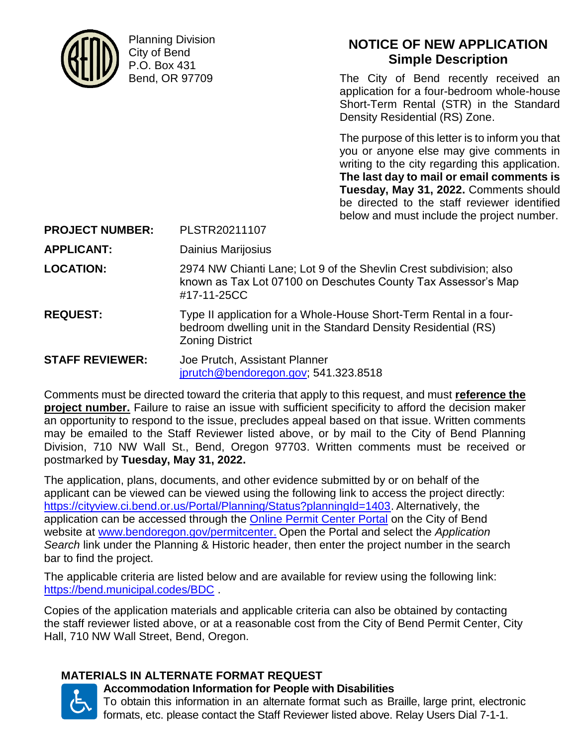Planning Division
City of Bend
P.O. Box 431
Bend, OR 97709

# NOTICE OF NEW APPLICATION
## Simple Description

The City of Bend recently received an application for a four-bedroom whole-house Short-Term Rental (STR) in the Standard Density Residential (RS) Zone.

The purpose of this letter is to inform you that you or anyone else may give comments in writing to the city regarding this application. **The last day to mail or email comments is Tuesday, May 31, 2022.** Comments should be directed to the staff reviewer identified below and must include the project number.

**PROJECT NUMBER:** PLSTR20211107

**APPLICANT:** Dainius Marijosius

**LOCATION:** 2974 NW Chianti Lane; Lot 9 of the Shevlin Crest subdivision; also known as Tax Lot 07100 on Deschutes County Tax Assessor's Map #17-11-25CC

**REQUEST:** Type II application for a Whole-House Short-Term Rental in a four-bedroom dwelling unit in the Standard Density Residential (RS) Zoning District

**STAFF REVIEWER:** Joe Prutch, Assistant Planner
jprutch@bendoregon.gov; 541.323.8518

Comments must be directed toward the criteria that apply to this request, and must **reference the project number.** Failure to raise an issue with sufficient specificity to afford the decision maker an opportunity to respond to the issue, precludes appeal based on that issue. Written comments may be emailed to the Staff Reviewer listed above, or by mail to the City of Bend Planning Division, 710 NW Wall St., Bend, Oregon 97703. Written comments must be received or postmarked by **Tuesday, May 31, 2022.**

The application, plans, documents, and other evidence submitted by or on behalf of the applicant can be viewed can be viewed using the following link to access the project directly: https://cityview.ci.bend.or.us/Portal/Planning/Status?planningId=1403. Alternatively, the application can be accessed through the Online Permit Center Portal on the City of Bend website at www.bendoregon.gov/permitcenter. Open the Portal and select the *Application Search* link under the Planning & Historic header, then enter the project number in the search bar to find the project.

The applicable criteria are listed below and are available for review using the following link: https://bend.municipal.codes/BDC .

Copies of the application materials and applicable criteria can also be obtained by contacting the staff reviewer listed above, or at a reasonable cost from the City of Bend Permit Center, City Hall, 710 NW Wall Street, Bend, Oregon.

## MATERIALS IN ALTERNATE FORMAT REQUEST

**Accommodation Information for People with Disabilities**
To obtain this information in an alternate format such as Braille, large print, electronic formats, etc. please contact the Staff Reviewer listed above. Relay Users Dial 7-1-1.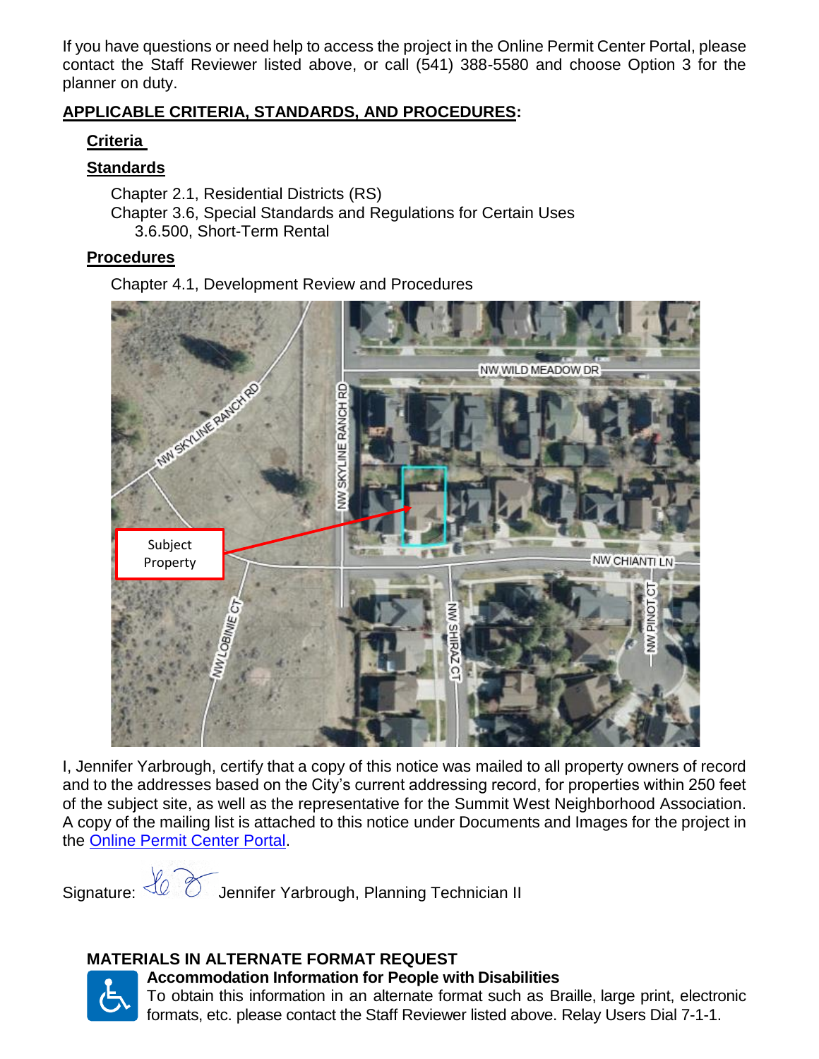If you have questions or need help to access the project in the Online Permit Center Portal, please contact the Staff Reviewer listed above, or call (541) 388-5580 and choose Option 3 for the planner on duty.

## APPLICABLE CRITERIA, STANDARDS, AND PROCEDURES:

### Criteria

### Standards

Chapter 2.1, Residential Districts (RS)
Chapter 3.6, Special Standards and Regulations for Certain Uses
3.6.500, Short-Term Rental

### Procedures

Chapter 4.1, Development Review and Procedures

Subject Property

NW SKYLINE RANCH RD
NW WILD MEADOW DR
NW CHIANTI LN
NW LOBINIE CT
NW SHIRAZ CT
NW PINOT CT

I, Jennifer Yarbrough, certify that a copy of this notice was mailed to all property owners of record and to the addresses based on the City's current addressing record, for properties within 250 feet of the subject site, as well as the representative for the Summit West Neighborhood Association. A copy of the mailing list is attached to this notice under Documents and Images for the project in the Online Permit Center Portal.

Signature: Jennifer Yarbrough, Planning Technician II

**MATERIALS IN ALTERNATE FORMAT REQUEST**

**Accommodation Information for People with Disabilities**

To obtain this information in an alternate format such as Braille, large print, electronic formats, etc. please contact the Staff Reviewer listed above. Relay Users Dial 7-1-1.